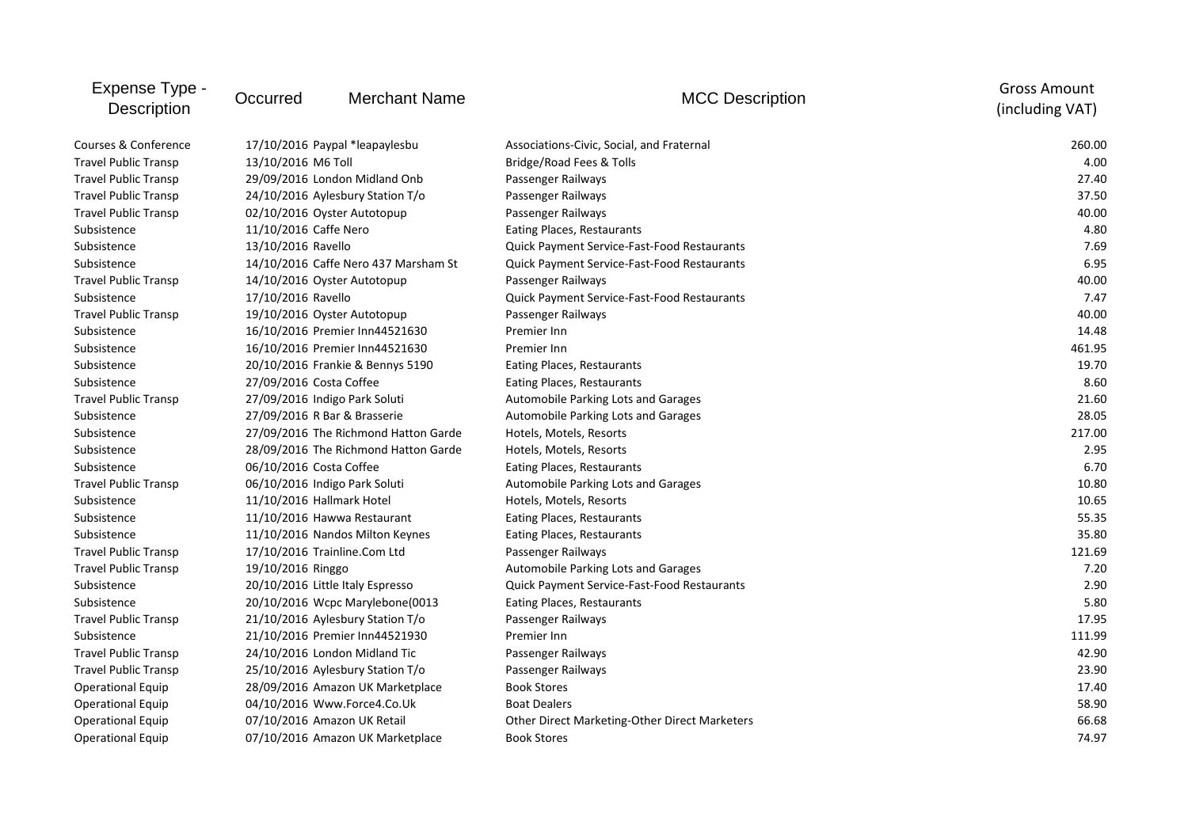| Expense Type - Description | Occurred | Merchant Name | MCC Description | Gross Amount (including VAT) |
|---|---|---|---|---|
| Courses & Conference | 17/10/2016 | Paypal *leapaylesbu | Associations-Civic, Social, and Fraternal | 260.00 |
| Travel Public Transp | 13/10/2016 | M6 Toll | Bridge/Road Fees & Tolls | 4.00 |
| Travel Public Transp | 29/09/2016 | London Midland Onb | Passenger Railways | 27.40 |
| Travel Public Transp | 24/10/2016 | Aylesbury Station T/o | Passenger Railways | 37.50 |
| Travel Public Transp | 02/10/2016 | Oyster Autotopup | Passenger Railways | 40.00 |
| Subsistence | 11/10/2016 | Caffe Nero | Eating Places, Restaurants | 4.80 |
| Subsistence | 13/10/2016 | Ravello | Quick Payment Service-Fast-Food Restaurants | 7.69 |
| Subsistence | 14/10/2016 | Caffe Nero 437 Marsham St | Quick Payment Service-Fast-Food Restaurants | 6.95 |
| Travel Public Transp | 14/10/2016 | Oyster Autotopup | Passenger Railways | 40.00 |
| Subsistence | 17/10/2016 | Ravello | Quick Payment Service-Fast-Food Restaurants | 7.47 |
| Travel Public Transp | 19/10/2016 | Oyster Autotopup | Passenger Railways | 40.00 |
| Subsistence | 16/10/2016 | Premier Inn44521630 | Premier Inn | 14.48 |
| Subsistence | 16/10/2016 | Premier Inn44521630 | Premier Inn | 461.95 |
| Subsistence | 20/10/2016 | Frankie & Bennys 5190 | Eating Places, Restaurants | 19.70 |
| Subsistence | 27/09/2016 | Costa Coffee | Eating Places, Restaurants | 8.60 |
| Travel Public Transp | 27/09/2016 | Indigo Park Soluti | Automobile Parking Lots and Garages | 21.60 |
| Subsistence | 27/09/2016 | R Bar & Brasserie | Automobile Parking Lots and Garages | 28.05 |
| Subsistence | 27/09/2016 | The Richmond Hatton Garde | Hotels, Motels, Resorts | 217.00 |
| Subsistence | 28/09/2016 | The Richmond Hatton Garde | Hotels, Motels, Resorts | 2.95 |
| Subsistence | 06/10/2016 | Costa Coffee | Eating Places, Restaurants | 6.70 |
| Travel Public Transp | 06/10/2016 | Indigo Park Soluti | Automobile Parking Lots and Garages | 10.80 |
| Subsistence | 11/10/2016 | Hallmark Hotel | Hotels, Motels, Resorts | 10.65 |
| Subsistence | 11/10/2016 | Hawwa Restaurant | Eating Places, Restaurants | 55.35 |
| Subsistence | 11/10/2016 | Nandos Milton Keynes | Eating Places, Restaurants | 35.80 |
| Travel Public Transp | 17/10/2016 | Trainline.Com Ltd | Passenger Railways | 121.69 |
| Travel Public Transp | 19/10/2016 | Ringgo | Automobile Parking Lots and Garages | 7.20 |
| Subsistence | 20/10/2016 | Little Italy Espresso | Quick Payment Service-Fast-Food Restaurants | 2.90 |
| Subsistence | 20/10/2016 | Wcpc Marylebone(0013 | Eating Places, Restaurants | 5.80 |
| Travel Public Transp | 21/10/2016 | Aylesbury Station T/o | Passenger Railways | 17.95 |
| Subsistence | 21/10/2016 | Premier Inn44521930 | Premier Inn | 111.99 |
| Travel Public Transp | 24/10/2016 | London Midland Tic | Passenger Railways | 42.90 |
| Travel Public Transp | 25/10/2016 | Aylesbury Station T/o | Passenger Railways | 23.90 |
| Operational Equip | 28/09/2016 | Amazon UK Marketplace | Book Stores | 17.40 |
| Operational Equip | 04/10/2016 | Www.Force4.Co.Uk | Boat Dealers | 58.90 |
| Operational Equip | 07/10/2016 | Amazon UK Retail | Other Direct Marketing-Other Direct Marketers | 66.68 |
| Operational Equip | 07/10/2016 | Amazon UK Marketplace | Book Stores | 74.97 |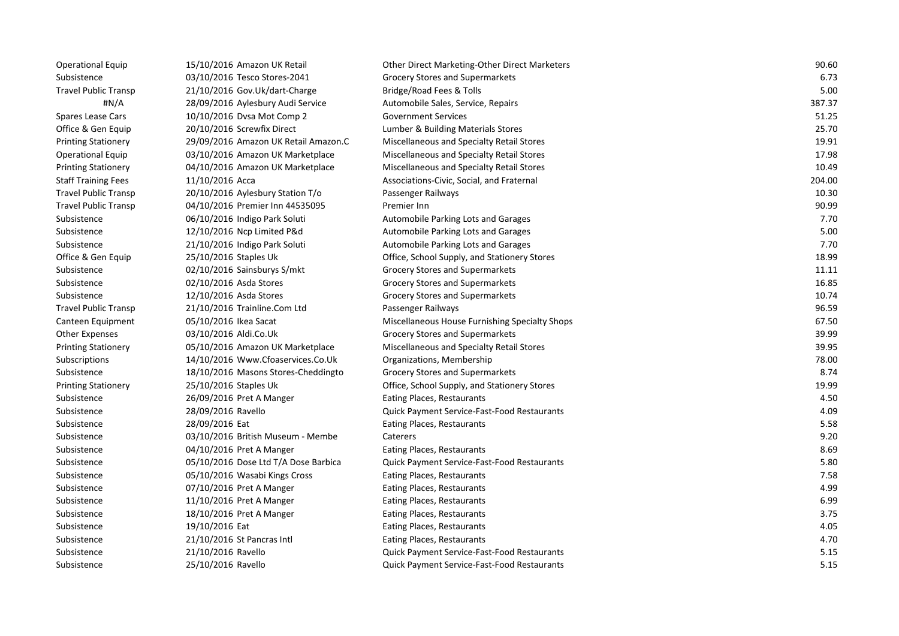| | | | |
|---|---|---|---|
| Operational Equip | 15/10/2016 Amazon UK Retail | Other Direct Marketing-Other Direct Marketers | 90.60 |
| Subsistence | 03/10/2016 Tesco Stores-2041 | Grocery Stores and Supermarkets | 6.73 |
| Travel Public Transp | 21/10/2016 Gov.Uk/dart-Charge | Bridge/Road Fees & Tolls | 5.00 |
| #N/A | 28/09/2016 Aylesbury Audi Service | Automobile Sales, Service, Repairs | 387.37 |
| Spares Lease Cars | 10/10/2016 Dvsa Mot Comp 2 | Government Services | 51.25 |
| Office & Gen Equip | 20/10/2016 Screwfix Direct | Lumber & Building Materials Stores | 25.70 |
| Printing Stationery | 29/09/2016 Amazon UK Retail Amazon.C | Miscellaneous and Specialty Retail Stores | 19.91 |
| Operational Equip | 03/10/2016 Amazon UK Marketplace | Miscellaneous and Specialty Retail Stores | 17.98 |
| Printing Stationery | 04/10/2016 Amazon UK Marketplace | Miscellaneous and Specialty Retail Stores | 10.49 |
| Staff Training Fees | 11/10/2016 Acca | Associations-Civic, Social, and Fraternal | 204.00 |
| Travel Public Transp | 20/10/2016 Aylesbury Station T/o | Passenger Railways | 10.30 |
| Travel Public Transp | 04/10/2016 Premier Inn 44535095 | Premier Inn | 90.99 |
| Subsistence | 06/10/2016 Indigo Park Soluti | Automobile Parking Lots and Garages | 7.70 |
| Subsistence | 12/10/2016 Ncp Limited P&d | Automobile Parking Lots and Garages | 5.00 |
| Subsistence | 21/10/2016 Indigo Park Soluti | Automobile Parking Lots and Garages | 7.70 |
| Office & Gen Equip | 25/10/2016 Staples Uk | Office, School Supply, and Stationery Stores | 18.99 |
| Subsistence | 02/10/2016 Sainsburys S/mkt | Grocery Stores and Supermarkets | 11.11 |
| Subsistence | 02/10/2016 Asda Stores | Grocery Stores and Supermarkets | 16.85 |
| Subsistence | 12/10/2016 Asda Stores | Grocery Stores and Supermarkets | 10.74 |
| Travel Public Transp | 21/10/2016 Trainline.Com Ltd | Passenger Railways | 96.59 |
| Canteen Equipment | 05/10/2016 Ikea Sacat | Miscellaneous House Furnishing Specialty Shops | 67.50 |
| Other Expenses | 03/10/2016 Aldi.Co.Uk | Grocery Stores and Supermarkets | 39.99 |
| Printing Stationery | 05/10/2016 Amazon UK Marketplace | Miscellaneous and Specialty Retail Stores | 39.95 |
| Subscriptions | 14/10/2016 Www.Cfoaservices.Co.Uk | Organizations, Membership | 78.00 |
| Subsistence | 18/10/2016 Masons Stores-Cheddingto | Grocery Stores and Supermarkets | 8.74 |
| Printing Stationery | 25/10/2016 Staples Uk | Office, School Supply, and Stationery Stores | 19.99 |
| Subsistence | 26/09/2016 Pret A Manger | Eating Places, Restaurants | 4.50 |
| Subsistence | 28/09/2016 Ravello | Quick Payment Service-Fast-Food Restaurants | 4.09 |
| Subsistence | 28/09/2016 Eat | Eating Places, Restaurants | 5.58 |
| Subsistence | 03/10/2016 British Museum - Membe | Caterers | 9.20 |
| Subsistence | 04/10/2016 Pret A Manger | Eating Places, Restaurants | 8.69 |
| Subsistence | 05/10/2016 Dose Ltd T/A Dose Barbica | Quick Payment Service-Fast-Food Restaurants | 5.80 |
| Subsistence | 05/10/2016 Wasabi Kings Cross | Eating Places, Restaurants | 7.58 |
| Subsistence | 07/10/2016 Pret A Manger | Eating Places, Restaurants | 4.99 |
| Subsistence | 11/10/2016 Pret A Manger | Eating Places, Restaurants | 6.99 |
| Subsistence | 18/10/2016 Pret A Manger | Eating Places, Restaurants | 3.75 |
| Subsistence | 19/10/2016 Eat | Eating Places, Restaurants | 4.05 |
| Subsistence | 21/10/2016 St Pancras Intl | Eating Places, Restaurants | 4.70 |
| Subsistence | 21/10/2016 Ravello | Quick Payment Service-Fast-Food Restaurants | 5.15 |
| Subsistence | 25/10/2016 Ravello | Quick Payment Service-Fast-Food Restaurants | 5.15 |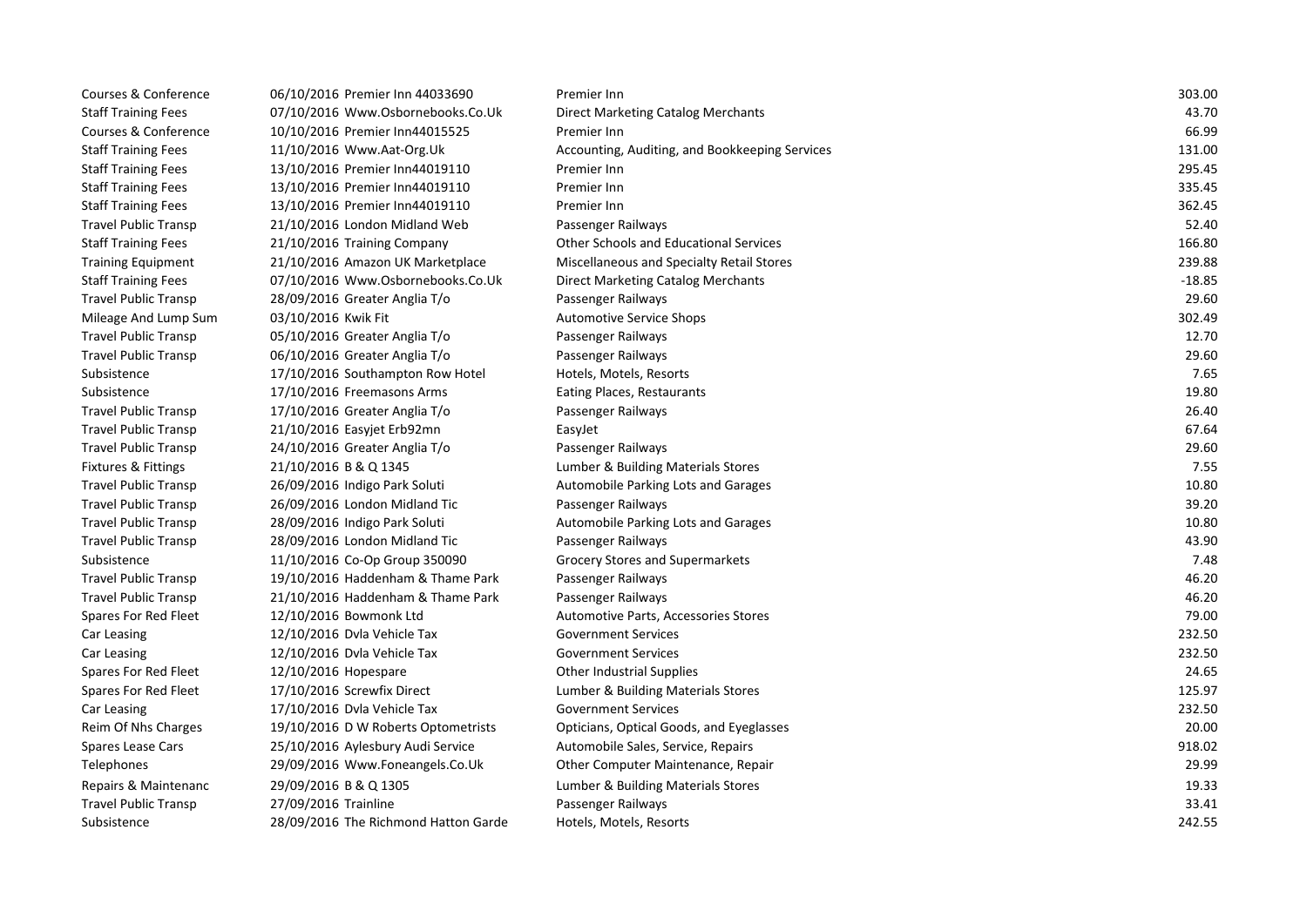| | | | |
|---|---|---|---|
| Courses & Conference | 06/10/2016 Premier Inn 44033690 | Premier Inn | 303.00 |
| Staff Training Fees | 07/10/2016 Www.Osbornebooks.Co.Uk | Direct Marketing Catalog Merchants | 43.70 |
| Courses & Conference | 10/10/2016 Premier Inn44015525 | Premier Inn | 66.99 |
| Staff Training Fees | 11/10/2016 Www.Aat-Org.Uk | Accounting, Auditing, and Bookkeeping Services | 131.00 |
| Staff Training Fees | 13/10/2016 Premier Inn44019110 | Premier Inn | 295.45 |
| Staff Training Fees | 13/10/2016 Premier Inn44019110 | Premier Inn | 335.45 |
| Staff Training Fees | 13/10/2016 Premier Inn44019110 | Premier Inn | 362.45 |
| Travel Public Transp | 21/10/2016 London Midland Web | Passenger Railways | 52.40 |
| Staff Training Fees | 21/10/2016 Training Company | Other Schools and Educational Services | 166.80 |
| Training Equipment | 21/10/2016 Amazon UK Marketplace | Miscellaneous and Specialty Retail Stores | 239.88 |
| Staff Training Fees | 07/10/2016 Www.Osbornebooks.Co.Uk | Direct Marketing Catalog Merchants | -18.85 |
| Travel Public Transp | 28/09/2016 Greater Anglia T/o | Passenger Railways | 29.60 |
| Mileage And Lump Sum | 03/10/2016 Kwik Fit | Automotive Service Shops | 302.49 |
| Travel Public Transp | 05/10/2016 Greater Anglia T/o | Passenger Railways | 12.70 |
| Travel Public Transp | 06/10/2016 Greater Anglia T/o | Passenger Railways | 29.60 |
| Subsistence | 17/10/2016 Southampton Row Hotel | Hotels, Motels, Resorts | 7.65 |
| Subsistence | 17/10/2016 Freemasons Arms | Eating Places, Restaurants | 19.80 |
| Travel Public Transp | 17/10/2016 Greater Anglia T/o | Passenger Railways | 26.40 |
| Travel Public Transp | 21/10/2016 Easyjet Erb92mn | EasyJet | 67.64 |
| Travel Public Transp | 24/10/2016 Greater Anglia T/o | Passenger Railways | 29.60 |
| Fixtures & Fittings | 21/10/2016 B & Q 1345 | Lumber & Building Materials Stores | 7.55 |
| Travel Public Transp | 26/09/2016 Indigo Park Soluti | Automobile Parking Lots and Garages | 10.80 |
| Travel Public Transp | 26/09/2016 London Midland Tic | Passenger Railways | 39.20 |
| Travel Public Transp | 28/09/2016 Indigo Park Soluti | Automobile Parking Lots and Garages | 10.80 |
| Travel Public Transp | 28/09/2016 London Midland Tic | Passenger Railways | 43.90 |
| Subsistence | 11/10/2016 Co-Op Group 350090 | Grocery Stores and Supermarkets | 7.48 |
| Travel Public Transp | 19/10/2016 Haddenham & Thame Park | Passenger Railways | 46.20 |
| Travel Public Transp | 21/10/2016 Haddenham & Thame Park | Passenger Railways | 46.20 |
| Spares For Red Fleet | 12/10/2016 Bowmonk Ltd | Automotive Parts, Accessories Stores | 79.00 |
| Car Leasing | 12/10/2016 Dvla Vehicle Tax | Government Services | 232.50 |
| Car Leasing | 12/10/2016 Dvla Vehicle Tax | Government Services | 232.50 |
| Spares For Red Fleet | 12/10/2016 Hopespare | Other Industrial Supplies | 24.65 |
| Spares For Red Fleet | 17/10/2016 Screwfix Direct | Lumber & Building Materials Stores | 125.97 |
| Car Leasing | 17/10/2016 Dvla Vehicle Tax | Government Services | 232.50 |
| Reim Of Nhs Charges | 19/10/2016 D W Roberts Optometrists | Opticians, Optical Goods, and Eyeglasses | 20.00 |
| Spares Lease Cars | 25/10/2016 Aylesbury Audi Service | Automobile Sales, Service, Repairs | 918.02 |
| Telephones | 29/09/2016 Www.Foneangels.Co.Uk | Other Computer Maintenance, Repair | 29.99 |
| Repairs & Maintenanc | 29/09/2016 B & Q 1305 | Lumber & Building Materials Stores | 19.33 |
| Travel Public Transp | 27/09/2016 Trainline | Passenger Railways | 33.41 |
| Subsistence | 28/09/2016 The Richmond Hatton Garde | Hotels, Motels, Resorts | 242.55 |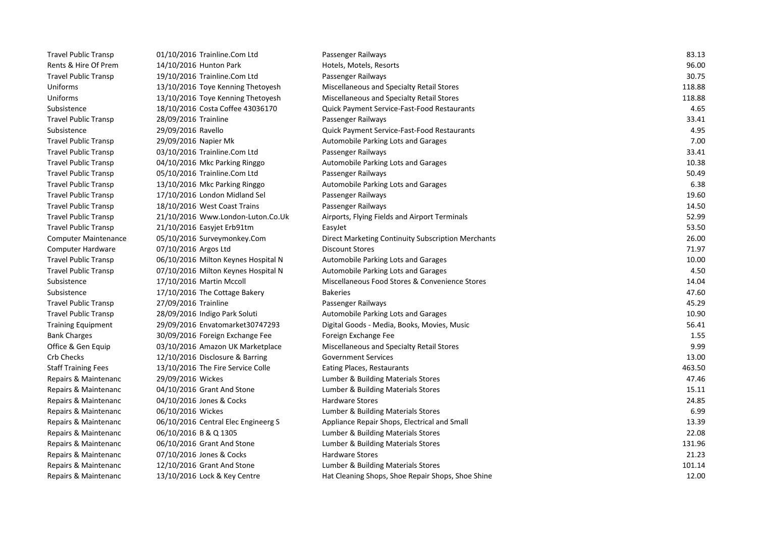| | | | | |
|---|---|---|---|---|
| Travel Public Transp | 01/10/2016 | Trainline.Com Ltd | Passenger Railways | 83.13 |
| Rents & Hire Of Prem | 14/10/2016 | Hunton Park | Hotels, Motels, Resorts | 96.00 |
| Travel Public Transp | 19/10/2016 | Trainline.Com Ltd | Passenger Railways | 30.75 |
| Uniforms | 13/10/2016 | Toye Kenning Thetoyesh | Miscellaneous and Specialty Retail Stores | 118.88 |
| Uniforms | 13/10/2016 | Toye Kenning Thetoyesh | Miscellaneous and Specialty Retail Stores | 118.88 |
| Subsistence | 18/10/2016 | Costa Coffee 43036170 | Quick Payment Service-Fast-Food Restaurants | 4.65 |
| Travel Public Transp | 28/09/2016 | Trainline | Passenger Railways | 33.41 |
| Subsistence | 29/09/2016 | Ravello | Quick Payment Service-Fast-Food Restaurants | 4.95 |
| Travel Public Transp | 29/09/2016 | Napier Mk | Automobile Parking Lots and Garages | 7.00 |
| Travel Public Transp | 03/10/2016 | Trainline.Com Ltd | Passenger Railways | 33.41 |
| Travel Public Transp | 04/10/2016 | Mkc Parking Ringgo | Automobile Parking Lots and Garages | 10.38 |
| Travel Public Transp | 05/10/2016 | Trainline.Com Ltd | Passenger Railways | 50.49 |
| Travel Public Transp | 13/10/2016 | Mkc Parking Ringgo | Automobile Parking Lots and Garages | 6.38 |
| Travel Public Transp | 17/10/2016 | London Midland Sel | Passenger Railways | 19.60 |
| Travel Public Transp | 18/10/2016 | West Coast Trains | Passenger Railways | 14.50 |
| Travel Public Transp | 21/10/2016 | Www.London-Luton.Co.Uk | Airports, Flying Fields and Airport Terminals | 52.99 |
| Travel Public Transp | 21/10/2016 | Easyjet Erb91tm | EasyJet | 53.50 |
| Computer Maintenance | 05/10/2016 | Surveymonkey.Com | Direct Marketing Continuity Subscription Merchants | 26.00 |
| Computer Hardware | 07/10/2016 | Argos Ltd | Discount Stores | 71.97 |
| Travel Public Transp | 06/10/2016 | Milton Keynes Hospital N | Automobile Parking Lots and Garages | 10.00 |
| Travel Public Transp | 07/10/2016 | Milton Keynes Hospital N | Automobile Parking Lots and Garages | 4.50 |
| Subsistence | 17/10/2016 | Martin Mccoll | Miscellaneous Food Stores & Convenience Stores | 14.04 |
| Subsistence | 17/10/2016 | The Cottage Bakery | Bakeries | 47.60 |
| Travel Public Transp | 27/09/2016 | Trainline | Passenger Railways | 45.29 |
| Travel Public Transp | 28/09/2016 | Indigo Park Soluti | Automobile Parking Lots and Garages | 10.90 |
| Training Equipment | 29/09/2016 | Envatomarket30747293 | Digital Goods - Media, Books, Movies, Music | 56.41 |
| Bank Charges | 30/09/2016 | Foreign Exchange Fee | Foreign Exchange Fee | 1.55 |
| Office & Gen Equip | 03/10/2016 | Amazon UK Marketplace | Miscellaneous and Specialty Retail Stores | 9.99 |
| Crb Checks | 12/10/2016 | Disclosure & Barring | Government Services | 13.00 |
| Staff Training Fees | 13/10/2016 | The Fire Service Colle | Eating Places, Restaurants | 463.50 |
| Repairs & Maintenanc | 29/09/2016 | Wickes | Lumber & Building Materials Stores | 47.46 |
| Repairs & Maintenanc | 04/10/2016 | Grant And Stone | Lumber & Building Materials Stores | 15.11 |
| Repairs & Maintenanc | 04/10/2016 | Jones & Cocks | Hardware Stores | 24.85 |
| Repairs & Maintenanc | 06/10/2016 | Wickes | Lumber & Building Materials Stores | 6.99 |
| Repairs & Maintenanc | 06/10/2016 | Central Elec Engineerg S | Appliance Repair Shops, Electrical and Small | 13.39 |
| Repairs & Maintenanc | 06/10/2016 | B & Q 1305 | Lumber & Building Materials Stores | 22.08 |
| Repairs & Maintenanc | 06/10/2016 | Grant And Stone | Lumber & Building Materials Stores | 131.96 |
| Repairs & Maintenanc | 07/10/2016 | Jones & Cocks | Hardware Stores | 21.23 |
| Repairs & Maintenanc | 12/10/2016 | Grant And Stone | Lumber & Building Materials Stores | 101.14 |
| Repairs & Maintenanc | 13/10/2016 | Lock & Key Centre | Hat Cleaning Shops, Shoe Repair Shops, Shoe Shine | 12.00 |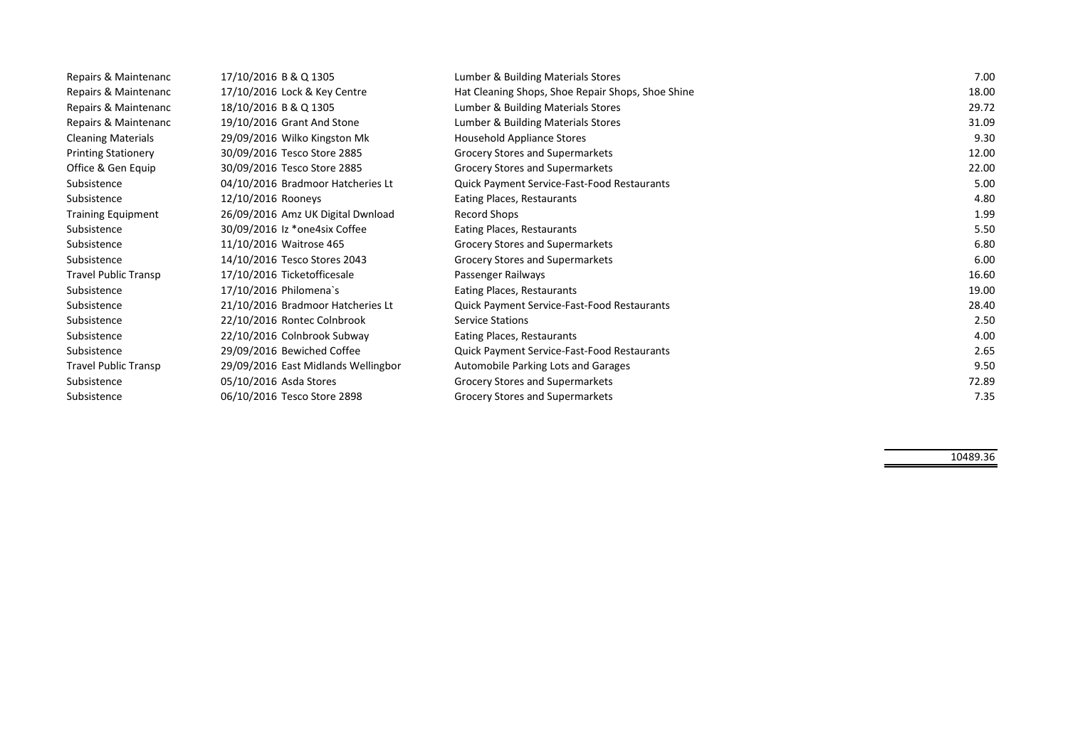| | | | | |
|---|---|---|---|---|
| Repairs & Maintenanc | 17/10/2016 | B & Q 1305 | Lumber & Building Materials Stores | 7.00 |
| Repairs & Maintenanc | 17/10/2016 | Lock & Key Centre | Hat Cleaning Shops, Shoe Repair Shops, Shoe Shine | 18.00 |
| Repairs & Maintenanc | 18/10/2016 | B & Q 1305 | Lumber & Building Materials Stores | 29.72 |
| Repairs & Maintenanc | 19/10/2016 | Grant And Stone | Lumber & Building Materials Stores | 31.09 |
| Cleaning Materials | 29/09/2016 | Wilko Kingston Mk | Household Appliance Stores | 9.30 |
| Printing Stationery | 30/09/2016 | Tesco Store 2885 | Grocery Stores and Supermarkets | 12.00 |
| Office & Gen Equip | 30/09/2016 | Tesco Store 2885 | Grocery Stores and Supermarkets | 22.00 |
| Subsistence | 04/10/2016 | Bradmoor Hatcheries Lt | Quick Payment Service-Fast-Food Restaurants | 5.00 |
| Subsistence | 12/10/2016 | Rooneys | Eating Places, Restaurants | 4.80 |
| Training Equipment | 26/09/2016 | Amz UK Digital Dwnload | Record Shops | 1.99 |
| Subsistence | 30/09/2016 | Iz *one4six Coffee | Eating Places, Restaurants | 5.50 |
| Subsistence | 11/10/2016 | Waitrose 465 | Grocery Stores and Supermarkets | 6.80 |
| Subsistence | 14/10/2016 | Tesco Stores 2043 | Grocery Stores and Supermarkets | 6.00 |
| Travel Public Transp | 17/10/2016 | Ticketofficesale | Passenger Railways | 16.60 |
| Subsistence | 17/10/2016 | Philomena`s | Eating Places, Restaurants | 19.00 |
| Subsistence | 21/10/2016 | Bradmoor Hatcheries Lt | Quick Payment Service-Fast-Food Restaurants | 28.40 |
| Subsistence | 22/10/2016 | Rontec Colnbrook | Service Stations | 2.50 |
| Subsistence | 22/10/2016 | Colnbrook Subway | Eating Places, Restaurants | 4.00 |
| Subsistence | 29/09/2016 | Bewiched Coffee | Quick Payment Service-Fast-Food Restaurants | 2.65 |
| Travel Public Transp | 29/09/2016 | East Midlands Wellingbor | Automobile Parking Lots and Garages | 9.50 |
| Subsistence | 05/10/2016 | Asda Stores | Grocery Stores and Supermarkets | 72.89 |
| Subsistence | 06/10/2016 | Tesco Store 2898 | Grocery Stores and Supermarkets | 7.35 |
| | | | | 10489.36 |